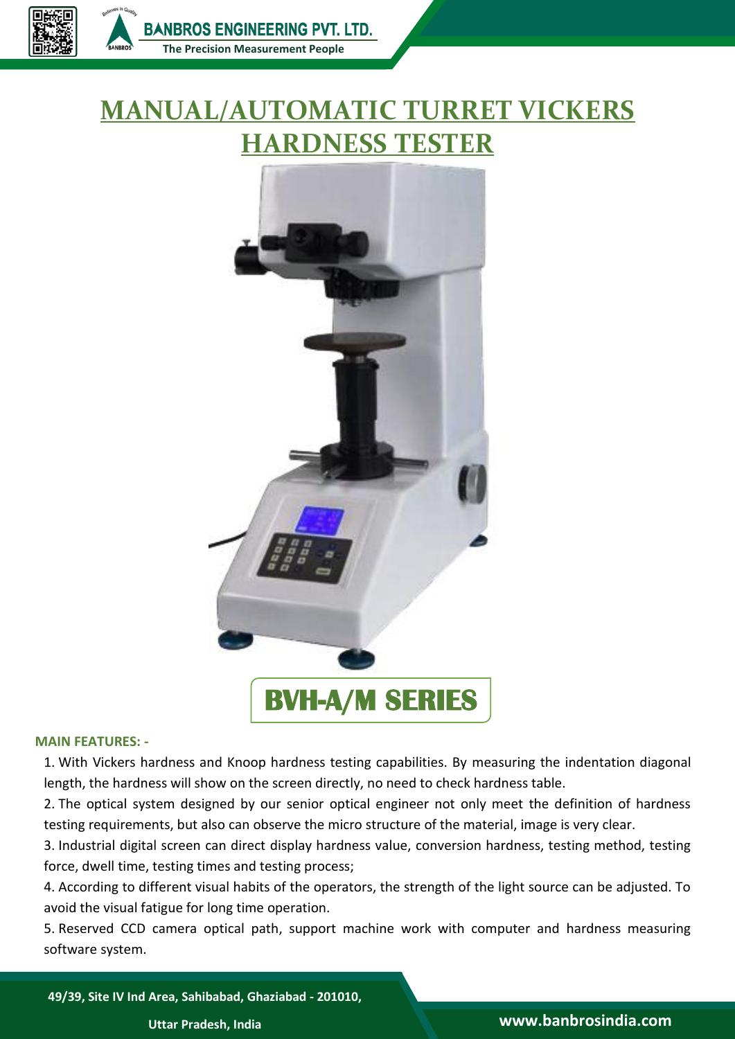# MANUAL/AUTOMATIC TURRET VICKERS HARDNESS TESTER

## BVH-A/M SERIES

**MAIN FEATURES: -**

1. With Vickers hardness and Knoop hardness testing capabilities. By measuring the indentation diagonal length, the hardness will show on the screen directly, no need to check hardness table.
2. The optical system designed by our senior optical engineer not only meet the definition of hardness testing requirements, but also can observe the micro structure of the material, image is very clear.
3. Industrial digital screen can direct display hardness value, conversion hardness, testing method, testing force, dwell time, testing times and testing process;
4. According to different visual habits of the operators, the strength of the light source can be adjusted. To avoid the visual fatigue for long time operation.
5. Reserved CCD camera optical path, support machine work with computer and hardness measuring software system.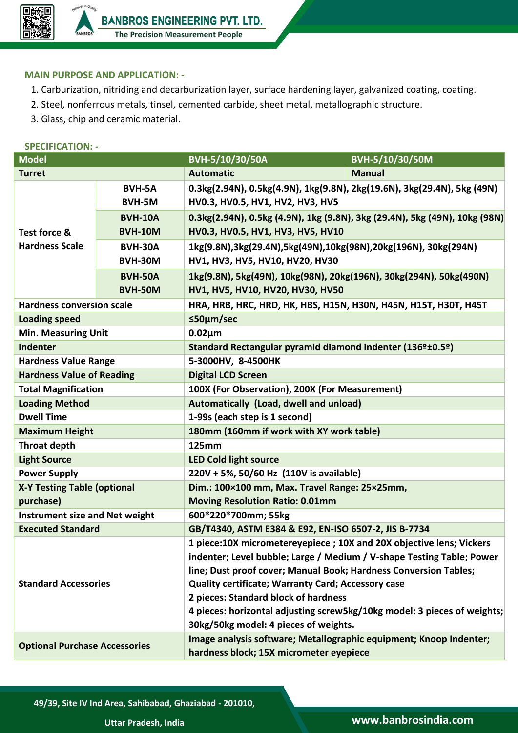## MAIN PURPOSE AND APPLICATION: -

1. Carburization, nitriding and decarburization layer, surface hardening layer, galvanized coating, coating.
2. Steel, nonferrous metals, tinsel, cemented carbide, sheet metal, metallographic structure.
3. Glass, chip and ceramic material.

## SPECIFICATION: -

| Model | | BVH-5/10/30/50A | BVH-5/10/30/50M |
|---|---|---|---|
| Turret | | Automatic | Manual |
| Test force & Hardness Scale | BVH-5A BVH-5M | 0.3kg(2.94N), 0.5kg(4.9N), 1kg(9.8N), 2kg(19.6N), 3kg(29.4N), 5kg (49N) HV0.3, HV0.5, HV1, HV2, HV3, HV5 | |
| | BVH-10A BVH-10M | 0.3kg(2.94N), 0.5kg (4.9N), 1kg (9.8N), 3kg (29.4N), 5kg (49N), 10kg (98N) HV0.3, HV0.5, HV1, HV3, HV5, HV10 | |
| | BVH-30A BVH-30M | 1kg(9.8N),3kg(29.4N),5kg(49N),10kg(98N),20kg(196N), 30kg(294N) HV1, HV3, HV5, HV10, HV20, HV30 | |
| | BVH-50A BVH-50M | 1kg(9.8N), 5kg(49N), 10kg(98N), 20kg(196N), 30kg(294N), 50kg(490N) HV1, HV5, HV10, HV20, HV30, HV50 | |
| Hardness conversion scale | | HRA, HRB, HRC, HRD, HK, HBS, H15N, H30N, H45N, H15T, H30T, H45T | |
| Loading speed | | ≤50µm/sec | |
| Min. Measuring Unit | | 0.02µm | |
| Indenter | | Standard Rectangular pyramid diamond indenter (136º±0.5º) | |
| Hardness Value Range | | 5-3000HV, 8-4500HK | |
| Hardness Value of Reading | | Digital LCD Screen | |
| Total Magnification | | 100X (For Observation), 200X (For Measurement) | |
| Loading Method | | Automatically (Load, dwell and unload) | |
| Dwell Time | | 1-99s (each step is 1 second) | |
| Maximum Height | | 180mm (160mm if work with XY work table) | |
| Throat depth | | 125mm | |
| Light Source | | LED Cold light source | |
| Power Supply | | 220V + 5%, 50/60 Hz (110V is available) | |
| X-Y Testing Table (optional purchase) | | Dim.: 100×100 mm, Max. Travel Range: 25×25mm, Moving Resolution Ratio: 0.01mm | |
| Instrument size and Net weight | | 600*220*700mm; 55kg | |
| Executed Standard | | GB/T4340, ASTM E384 & E92, EN-ISO 6507-2, JIS B-7734 | |
| Standard Accessories | | 1 piece:10X micrometereyepiece ; 10X and 20X objective lens; Vickers indenter; Level bubble; Large / Medium / V-shape Testing Table; Power line; Dust proof cover; Manual Book; Hardness Conversion Tables; Quality certificate; Warranty Card; Accessory case<br>2 pieces: Standard block of hardness<br>4 pieces: horizontal adjusting screw5kg/10kg model: 3 pieces of weights; 30kg/50kg model: 4 pieces of weights. | |
| Optional Purchase Accessories | | Image analysis software; Metallographic equipment; Knoop Indenter; hardness block; 15X micrometer eyepiece | |